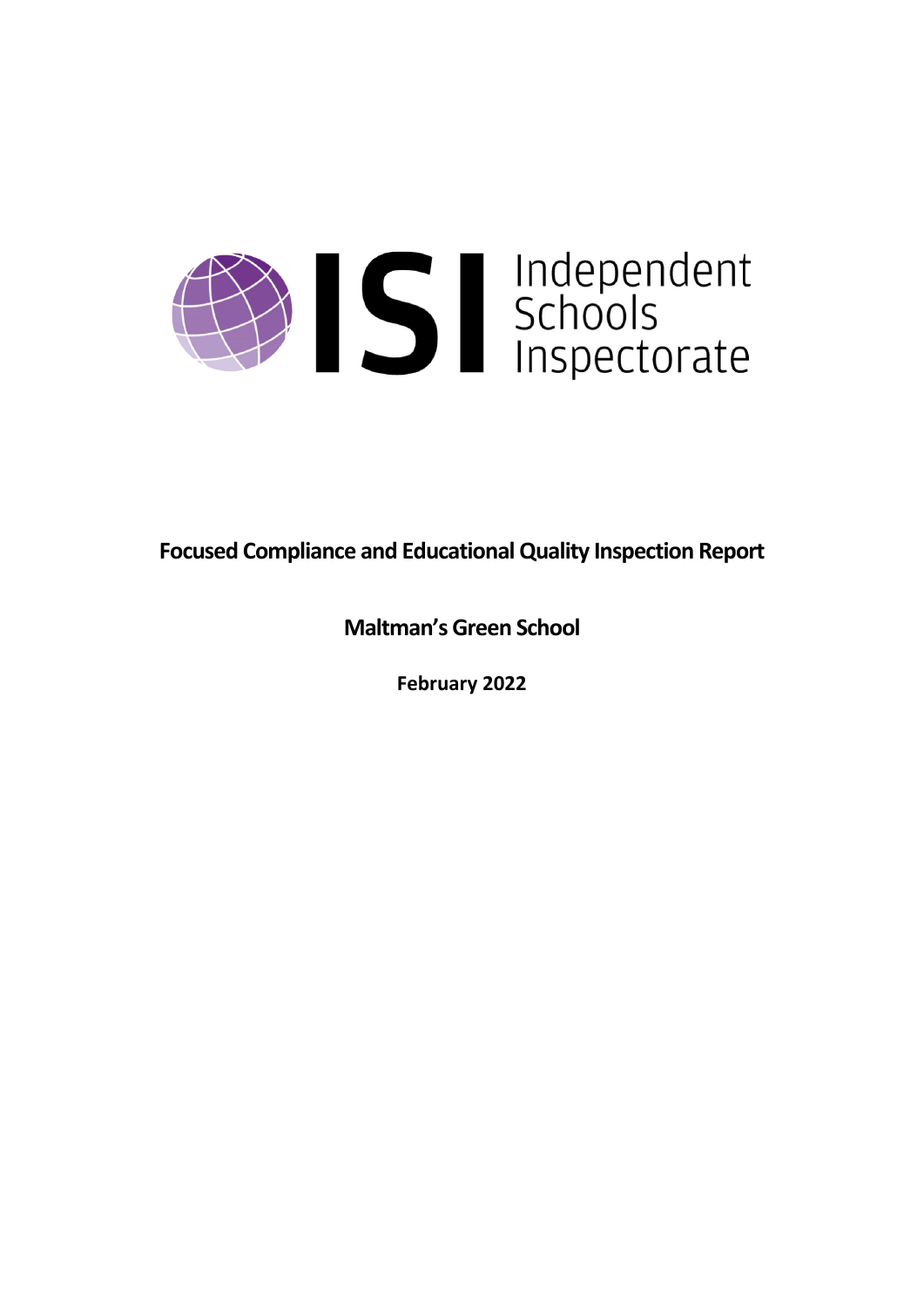ISI Independent Schools Inspectorate

# Focused Compliance and Educational Quality Inspection Report

## Maltman's Green School

**February 2022**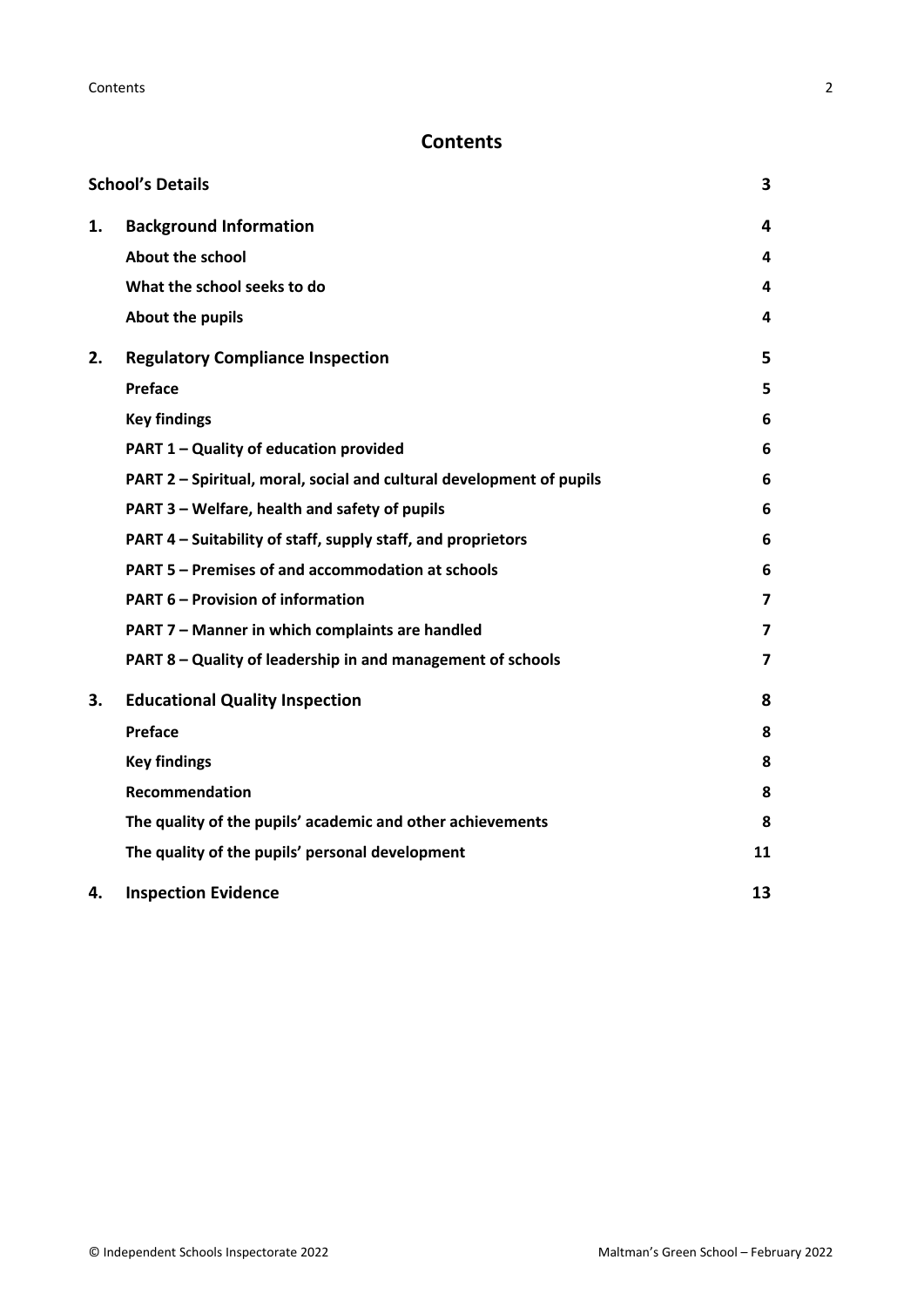# Contents

| | | |
|---|---|---|
| **School's Details** | | **3** |
| **1.** | **Background Information** | **4** |
| | **About the school** | **4** |
| | **What the school seeks to do** | **4** |
| | **About the pupils** | **4** |
| **2.** | **Regulatory Compliance Inspection** | **5** |
| | **Preface** | **5** |
| | **Key findings** | **6** |
| | **PART 1 – Quality of education provided** | **6** |
| | **PART 2 – Spiritual, moral, social and cultural development of pupils** | **6** |
| | **PART 3 – Welfare, health and safety of pupils** | **6** |
| | **PART 4 – Suitability of staff, supply staff, and proprietors** | **6** |
| | **PART 5 – Premises of and accommodation at schools** | **6** |
| | **PART 6 – Provision of information** | **7** |
| | **PART 7 – Manner in which complaints are handled** | **7** |
| | **PART 8 – Quality of leadership in and management of schools** | **7** |
| **3.** | **Educational Quality Inspection** | **8** |
| | **Preface** | **8** |
| | **Key findings** | **8** |
| | **Recommendation** | **8** |
| | **The quality of the pupils' academic and other achievements** | **8** |
| | **The quality of the pupils' personal development** | **11** |
| **4.** | **Inspection Evidence** | **13** |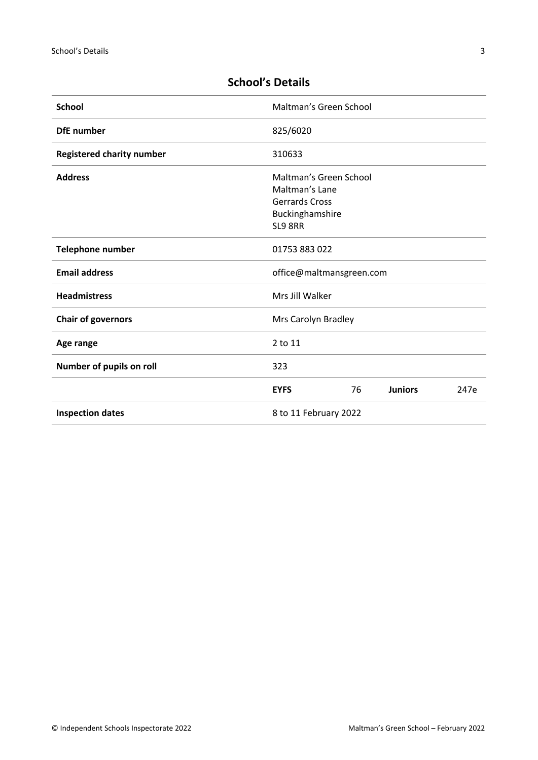## School's Details

| | | | | |
|---|---|---|---|---|
| **School** | Maltman's Green School | | | |
| **DfE number** | 825/6020 | | | |
| **Registered charity number** | 310633 | | | |
| **Address** | Maltman's Green School<br>Maltman's Lane<br>Gerrards Cross<br>Buckinghamshire<br>SL9 8RR | | | |
| **Telephone number** | 01753 883 022 | | | |
| **Email address** | office@maltmansgreen.com | | | |
| **Headmistress** | Mrs Jill Walker | | | |
| **Chair of governors** | Mrs Carolyn Bradley | | | |
| **Age range** | 2 to 11 | | | |
| **Number of pupils on roll** | 323 | | | |
| | **EYFS** | 76 | **Juniors** | 247e |
| **Inspection dates** | 8 to 11 February 2022 | | | |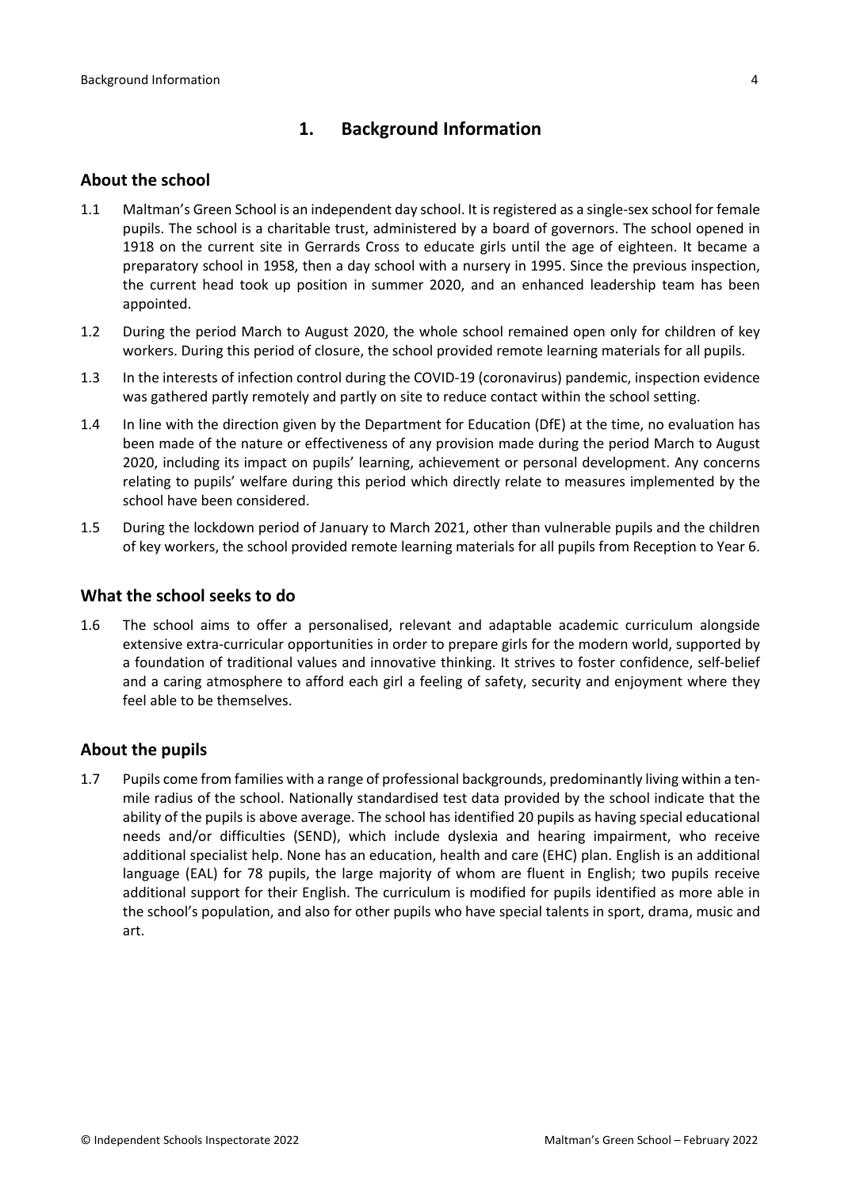## 1. Background Information

### About the school

1.1 Maltman's Green School is an independent day school. It is registered as a single-sex school for female pupils. The school is a charitable trust, administered by a board of governors. The school opened in 1918 on the current site in Gerrards Cross to educate girls until the age of eighteen. It became a preparatory school in 1958, then a day school with a nursery in 1995. Since the previous inspection, the current head took up position in summer 2020, and an enhanced leadership team has been appointed.

1.2 During the period March to August 2020, the whole school remained open only for children of key workers. During this period of closure, the school provided remote learning materials for all pupils.

1.3 In the interests of infection control during the COVID-19 (coronavirus) pandemic, inspection evidence was gathered partly remotely and partly on site to reduce contact within the school setting.

1.4 In line with the direction given by the Department for Education (DfE) at the time, no evaluation has been made of the nature or effectiveness of any provision made during the period March to August 2020, including its impact on pupils' learning, achievement or personal development. Any concerns relating to pupils' welfare during this period which directly relate to measures implemented by the school have been considered.

1.5 During the lockdown period of January to March 2021, other than vulnerable pupils and the children of key workers, the school provided remote learning materials for all pupils from Reception to Year 6.

### What the school seeks to do

1.6 The school aims to offer a personalised, relevant and adaptable academic curriculum alongside extensive extra-curricular opportunities in order to prepare girls for the modern world, supported by a foundation of traditional values and innovative thinking. It strives to foster confidence, self-belief and a caring atmosphere to afford each girl a feeling of safety, security and enjoyment where they feel able to be themselves.

### About the pupils

1.7 Pupils come from families with a range of professional backgrounds, predominantly living within a ten-mile radius of the school. Nationally standardised test data provided by the school indicate that the ability of the pupils is above average. The school has identified 20 pupils as having special educational needs and/or difficulties (SEND), which include dyslexia and hearing impairment, who receive additional specialist help. None has an education, health and care (EHC) plan. English is an additional language (EAL) for 78 pupils, the large majority of whom are fluent in English; two pupils receive additional support for their English. The curriculum is modified for pupils identified as more able in the school's population, and also for other pupils who have special talents in sport, drama, music and art.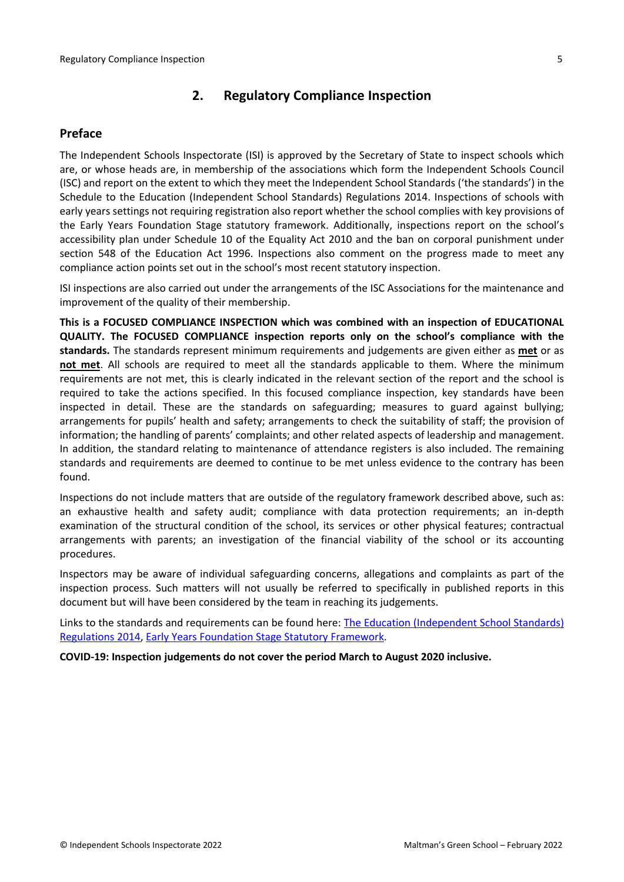## 2. Regulatory Compliance Inspection

### Preface

The Independent Schools Inspectorate (ISI) is approved by the Secretary of State to inspect schools which are, or whose heads are, in membership of the associations which form the Independent Schools Council (ISC) and report on the extent to which they meet the Independent School Standards ('the standards') in the Schedule to the Education (Independent School Standards) Regulations 2014. Inspections of schools with early years settings not requiring registration also report whether the school complies with key provisions of the Early Years Foundation Stage statutory framework. Additionally, inspections report on the school's accessibility plan under Schedule 10 of the Equality Act 2010 and the ban on corporal punishment under section 548 of the Education Act 1996. Inspections also comment on the progress made to meet any compliance action points set out in the school's most recent statutory inspection.

ISI inspections are also carried out under the arrangements of the ISC Associations for the maintenance and improvement of the quality of their membership.

**This is a FOCUSED COMPLIANCE INSPECTION which was combined with an inspection of EDUCATIONAL QUALITY. The FOCUSED COMPLIANCE inspection reports only on the school's compliance with the standards.** The standards represent minimum requirements and judgements are given either as **met** or as **not met**. All schools are required to meet all the standards applicable to them. Where the minimum requirements are not met, this is clearly indicated in the relevant section of the report and the school is required to take the actions specified. In this focused compliance inspection, key standards have been inspected in detail. These are the standards on safeguarding; measures to guard against bullying; arrangements for pupils' health and safety; arrangements to check the suitability of staff; the provision of information; the handling of parents' complaints; and other related aspects of leadership and management. In addition, the standard relating to maintenance of attendance registers is also included. The remaining standards and requirements are deemed to continue to be met unless evidence to the contrary has been found.

Inspections do not include matters that are outside of the regulatory framework described above, such as: an exhaustive health and safety audit; compliance with data protection requirements; an in-depth examination of the structural condition of the school, its services or other physical features; contractual arrangements with parents; an investigation of the financial viability of the school or its accounting procedures.

Inspectors may be aware of individual safeguarding concerns, allegations and complaints as part of the inspection process. Such matters will not usually be referred to specifically in published reports in this document but will have been considered by the team in reaching its judgements.

Links to the standards and requirements can be found here: The Education (Independent School Standards) Regulations 2014, Early Years Foundation Stage Statutory Framework.

**COVID-19: Inspection judgements do not cover the period March to August 2020 inclusive.**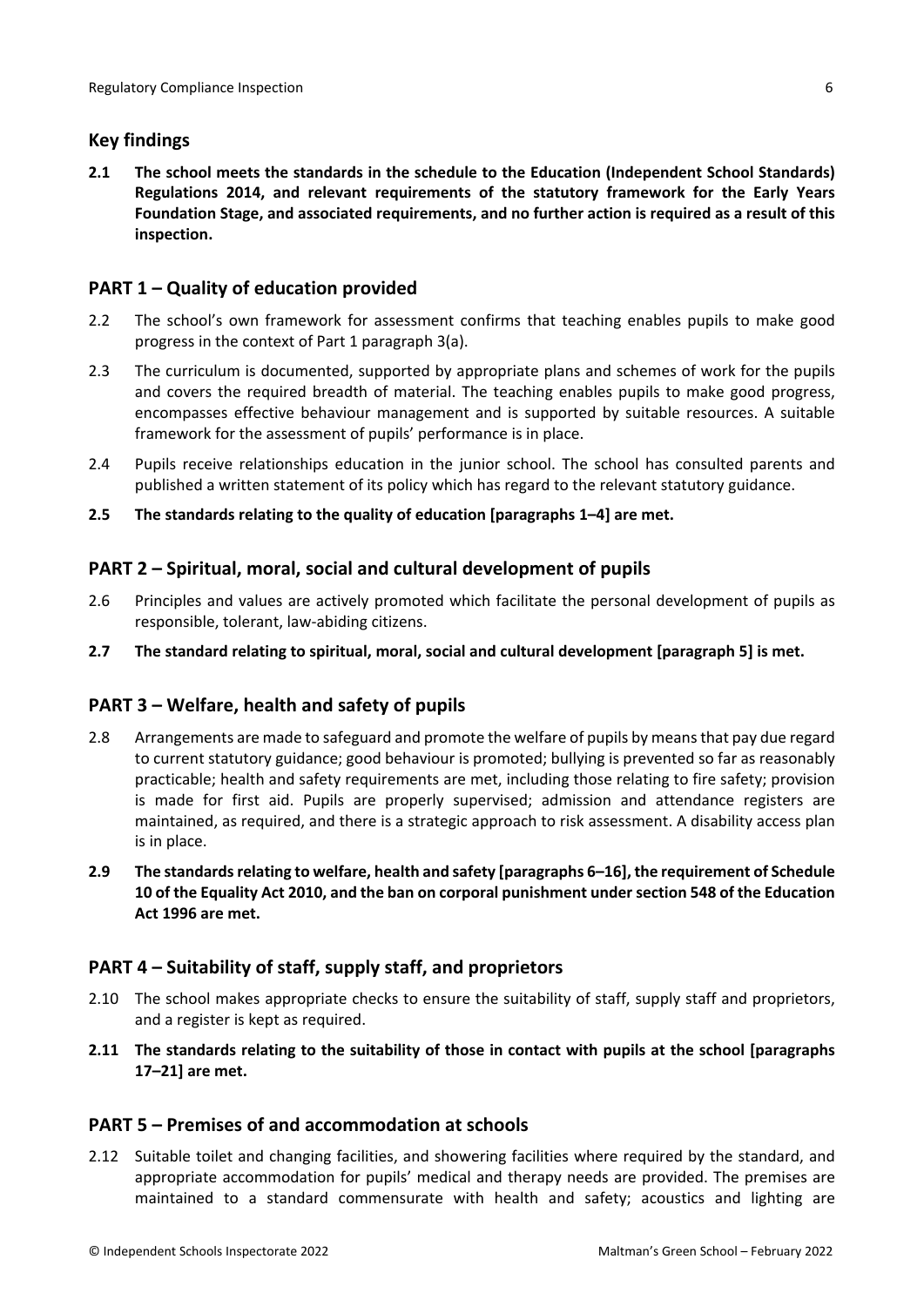## Key findings

**2.1 The school meets the standards in the schedule to the Education (Independent School Standards) Regulations 2014, and relevant requirements of the statutory framework for the Early Years Foundation Stage, and associated requirements, and no further action is required as a result of this inspection.**

## PART 1 – Quality of education provided

2.2 The school's own framework for assessment confirms that teaching enables pupils to make good progress in the context of Part 1 paragraph 3(a).

2.3 The curriculum is documented, supported by appropriate plans and schemes of work for the pupils and covers the required breadth of material. The teaching enables pupils to make good progress, encompasses effective behaviour management and is supported by suitable resources. A suitable framework for the assessment of pupils' performance is in place.

2.4 Pupils receive relationships education in the junior school. The school has consulted parents and published a written statement of its policy which has regard to the relevant statutory guidance.

**2.5 The standards relating to the quality of education [paragraphs 1–4] are met.**

## PART 2 – Spiritual, moral, social and cultural development of pupils

2.6 Principles and values are actively promoted which facilitate the personal development of pupils as responsible, tolerant, law-abiding citizens.

**2.7 The standard relating to spiritual, moral, social and cultural development [paragraph 5] is met.**

## PART 3 – Welfare, health and safety of pupils

2.8 Arrangements are made to safeguard and promote the welfare of pupils by means that pay due regard to current statutory guidance; good behaviour is promoted; bullying is prevented so far as reasonably practicable; health and safety requirements are met, including those relating to fire safety; provision is made for first aid. Pupils are properly supervised; admission and attendance registers are maintained, as required, and there is a strategic approach to risk assessment. A disability access plan is in place.

**2.9 The standards relating to welfare, health and safety [paragraphs 6–16], the requirement of Schedule 10 of the Equality Act 2010, and the ban on corporal punishment under section 548 of the Education Act 1996 are met.**

## PART 4 – Suitability of staff, supply staff, and proprietors

2.10 The school makes appropriate checks to ensure the suitability of staff, supply staff and proprietors, and a register is kept as required.

**2.11 The standards relating to the suitability of those in contact with pupils at the school [paragraphs 17–21] are met.**

## PART 5 – Premises of and accommodation at schools

2.12 Suitable toilet and changing facilities, and showering facilities where required by the standard, and appropriate accommodation for pupils' medical and therapy needs are provided. The premises are maintained to a standard commensurate with health and safety; acoustics and lighting are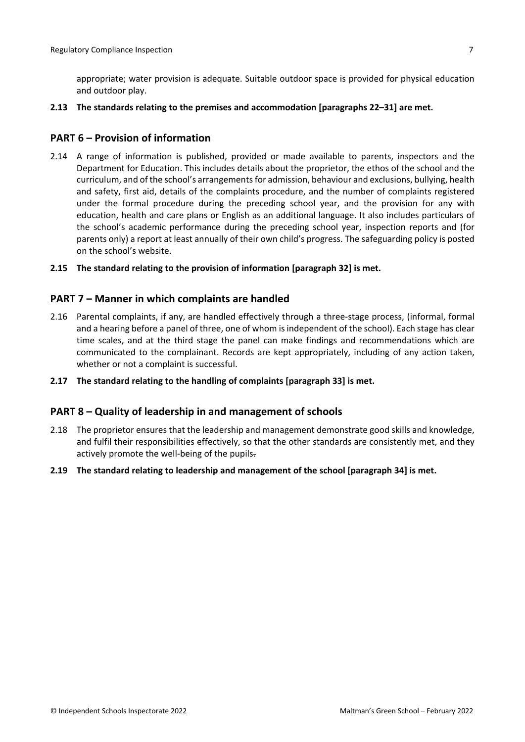appropriate; water provision is adequate. Suitable outdoor space is provided for physical education and outdoor play.

**2.13 The standards relating to the premises and accommodation [paragraphs 22–31] are met.**

## PART 6 – Provision of information

2.14 A range of information is published, provided or made available to parents, inspectors and the Department for Education. This includes details about the proprietor, the ethos of the school and the curriculum, and of the school's arrangements for admission, behaviour and exclusions, bullying, health and safety, first aid, details of the complaints procedure, and the number of complaints registered under the formal procedure during the preceding school year, and the provision for any with education, health and care plans or English as an additional language. It also includes particulars of the school's academic performance during the preceding school year, inspection reports and (for parents only) a report at least annually of their own child's progress. The safeguarding policy is posted on the school's website.

**2.15 The standard relating to the provision of information [paragraph 32] is met.**

## PART 7 – Manner in which complaints are handled

2.16 Parental complaints, if any, are handled effectively through a three-stage process, (informal, formal and a hearing before a panel of three, one of whom is independent of the school). Each stage has clear time scales, and at the third stage the panel can make findings and recommendations which are communicated to the complainant. Records are kept appropriately, including of any action taken, whether or not a complaint is successful.

**2.17 The standard relating to the handling of complaints [paragraph 33] is met.**

## PART 8 – Quality of leadership in and management of schools

2.18 The proprietor ensures that the leadership and management demonstrate good skills and knowledge, and fulfil their responsibilities effectively, so that the other standards are consistently met, and they actively promote the well-being of the pupils.

**2.19 The standard relating to leadership and management of the school [paragraph 34] is met.**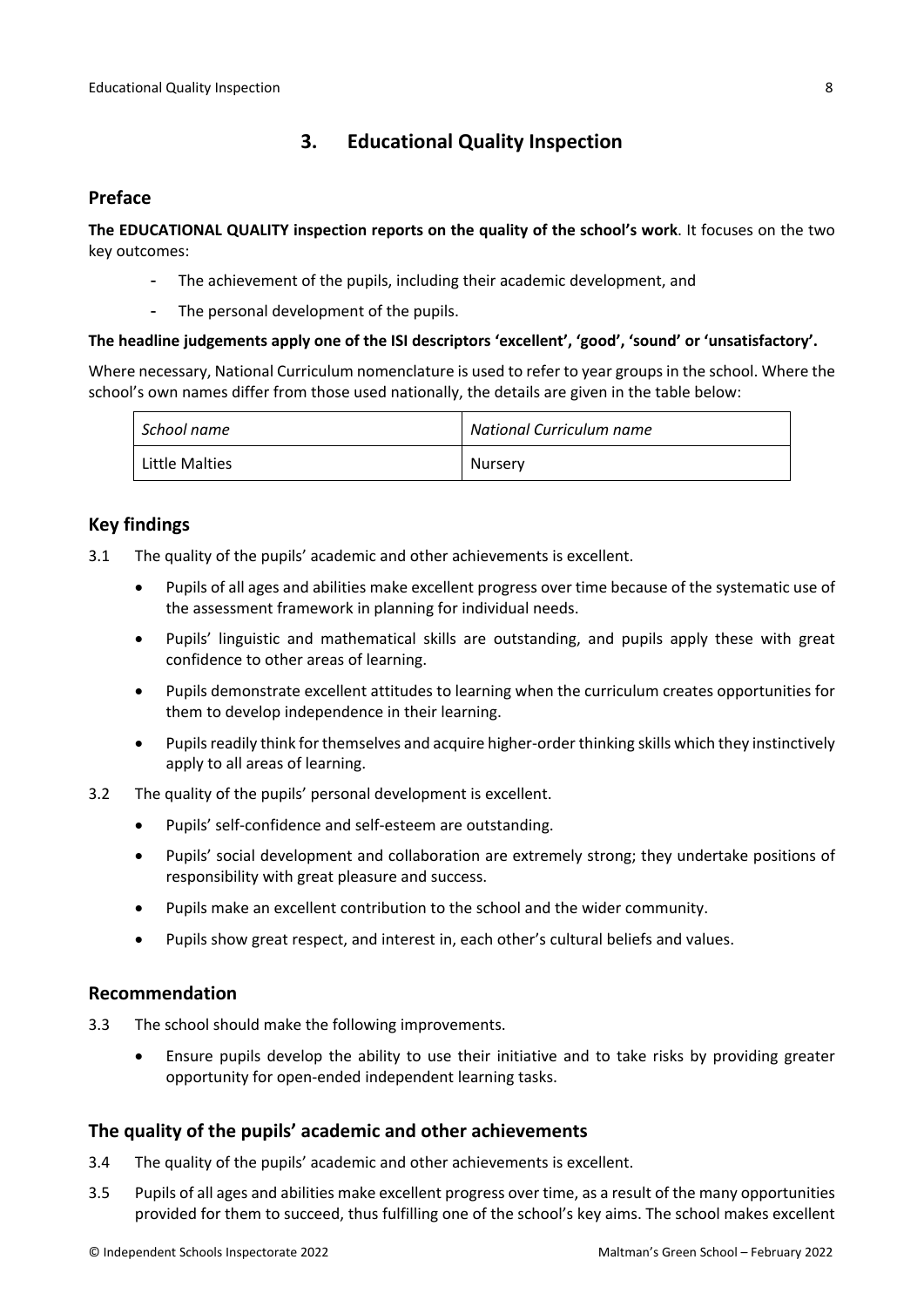## 3. Educational Quality Inspection

### Preface

**The EDUCATIONAL QUALITY inspection reports on the quality of the school's work**. It focuses on the two key outcomes:

- The achievement of the pupils, including their academic development, and
- The personal development of the pupils.

**The headline judgements apply one of the ISI descriptors 'excellent', 'good', 'sound' or 'unsatisfactory'.**

Where necessary, National Curriculum nomenclature is used to refer to year groups in the school. Where the school's own names differ from those used nationally, the details are given in the table below:

| *School name* | *National Curriculum name* |
|---|---|
| Little Malties | Nursery |

### Key findings

3.1 The quality of the pupils' academic and other achievements is excellent.

- Pupils of all ages and abilities make excellent progress over time because of the systematic use of the assessment framework in planning for individual needs.
- Pupils' linguistic and mathematical skills are outstanding, and pupils apply these with great confidence to other areas of learning.
- Pupils demonstrate excellent attitudes to learning when the curriculum creates opportunities for them to develop independence in their learning.
- Pupils readily think for themselves and acquire higher-order thinking skills which they instinctively apply to all areas of learning.

3.2 The quality of the pupils' personal development is excellent.

- Pupils' self-confidence and self-esteem are outstanding.
- Pupils' social development and collaboration are extremely strong; they undertake positions of responsibility with great pleasure and success.
- Pupils make an excellent contribution to the school and the wider community.
- Pupils show great respect, and interest in, each other's cultural beliefs and values.

### Recommendation

3.3 The school should make the following improvements.

- Ensure pupils develop the ability to use their initiative and to take risks by providing greater opportunity for open-ended independent learning tasks.

### The quality of the pupils' academic and other achievements

3.4 The quality of the pupils' academic and other achievements is excellent.

3.5 Pupils of all ages and abilities make excellent progress over time, as a result of the many opportunities provided for them to succeed, thus fulfilling one of the school's key aims. The school makes excellent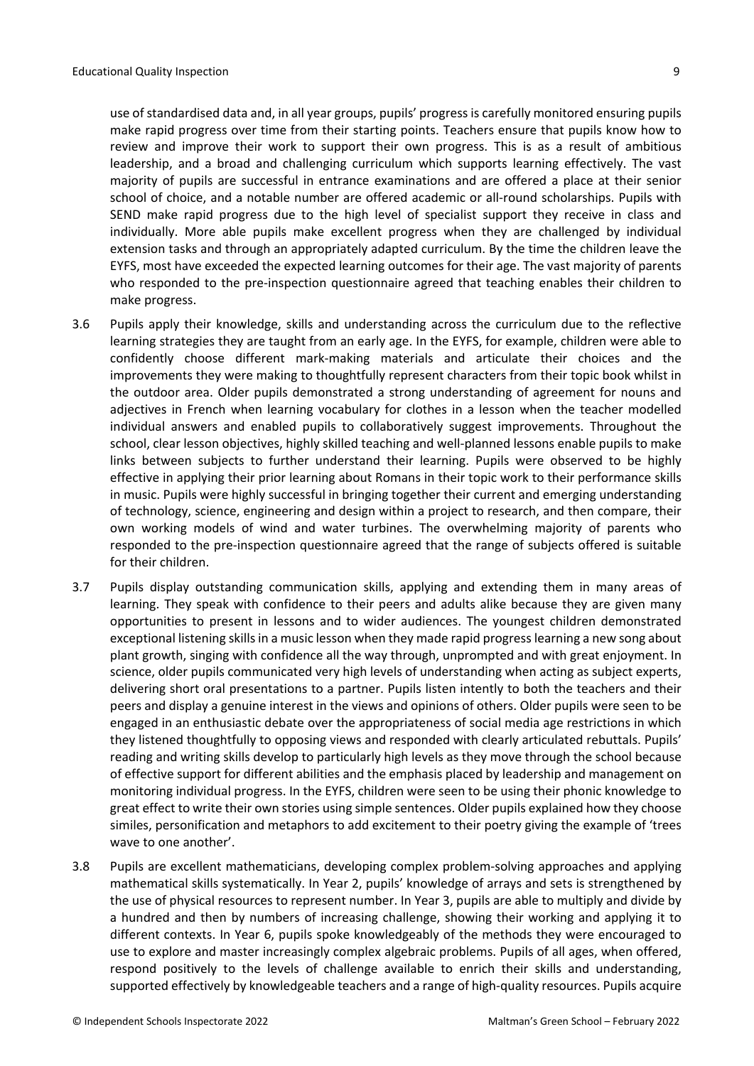use of standardised data and, in all year groups, pupils' progress is carefully monitored ensuring pupils make rapid progress over time from their starting points. Teachers ensure that pupils know how to review and improve their work to support their own progress. This is as a result of ambitious leadership, and a broad and challenging curriculum which supports learning effectively. The vast majority of pupils are successful in entrance examinations and are offered a place at their senior school of choice, and a notable number are offered academic or all-round scholarships. Pupils with SEND make rapid progress due to the high level of specialist support they receive in class and individually. More able pupils make excellent progress when they are challenged by individual extension tasks and through an appropriately adapted curriculum. By the time the children leave the EYFS, most have exceeded the expected learning outcomes for their age. The vast majority of parents who responded to the pre-inspection questionnaire agreed that teaching enables their children to make progress.

3.6 Pupils apply their knowledge, skills and understanding across the curriculum due to the reflective learning strategies they are taught from an early age. In the EYFS, for example, children were able to confidently choose different mark-making materials and articulate their choices and the improvements they were making to thoughtfully represent characters from their topic book whilst in the outdoor area. Older pupils demonstrated a strong understanding of agreement for nouns and adjectives in French when learning vocabulary for clothes in a lesson when the teacher modelled individual answers and enabled pupils to collaboratively suggest improvements. Throughout the school, clear lesson objectives, highly skilled teaching and well-planned lessons enable pupils to make links between subjects to further understand their learning. Pupils were observed to be highly effective in applying their prior learning about Romans in their topic work to their performance skills in music. Pupils were highly successful in bringing together their current and emerging understanding of technology, science, engineering and design within a project to research, and then compare, their own working models of wind and water turbines. The overwhelming majority of parents who responded to the pre-inspection questionnaire agreed that the range of subjects offered is suitable for their children.

3.7 Pupils display outstanding communication skills, applying and extending them in many areas of learning. They speak with confidence to their peers and adults alike because they are given many opportunities to present in lessons and to wider audiences. The youngest children demonstrated exceptional listening skills in a music lesson when they made rapid progress learning a new song about plant growth, singing with confidence all the way through, unprompted and with great enjoyment. In science, older pupils communicated very high levels of understanding when acting as subject experts, delivering short oral presentations to a partner. Pupils listen intently to both the teachers and their peers and display a genuine interest in the views and opinions of others. Older pupils were seen to be engaged in an enthusiastic debate over the appropriateness of social media age restrictions in which they listened thoughtfully to opposing views and responded with clearly articulated rebuttals. Pupils' reading and writing skills develop to particularly high levels as they move through the school because of effective support for different abilities and the emphasis placed by leadership and management on monitoring individual progress. In the EYFS, children were seen to be using their phonic knowledge to great effect to write their own stories using simple sentences. Older pupils explained how they choose similes, personification and metaphors to add excitement to their poetry giving the example of 'trees wave to one another'.

3.8 Pupils are excellent mathematicians, developing complex problem-solving approaches and applying mathematical skills systematically. In Year 2, pupils' knowledge of arrays and sets is strengthened by the use of physical resources to represent number. In Year 3, pupils are able to multiply and divide by a hundred and then by numbers of increasing challenge, showing their working and applying it to different contexts. In Year 6, pupils spoke knowledgeably of the methods they were encouraged to use to explore and master increasingly complex algebraic problems. Pupils of all ages, when offered, respond positively to the levels of challenge available to enrich their skills and understanding, supported effectively by knowledgeable teachers and a range of high-quality resources. Pupils acquire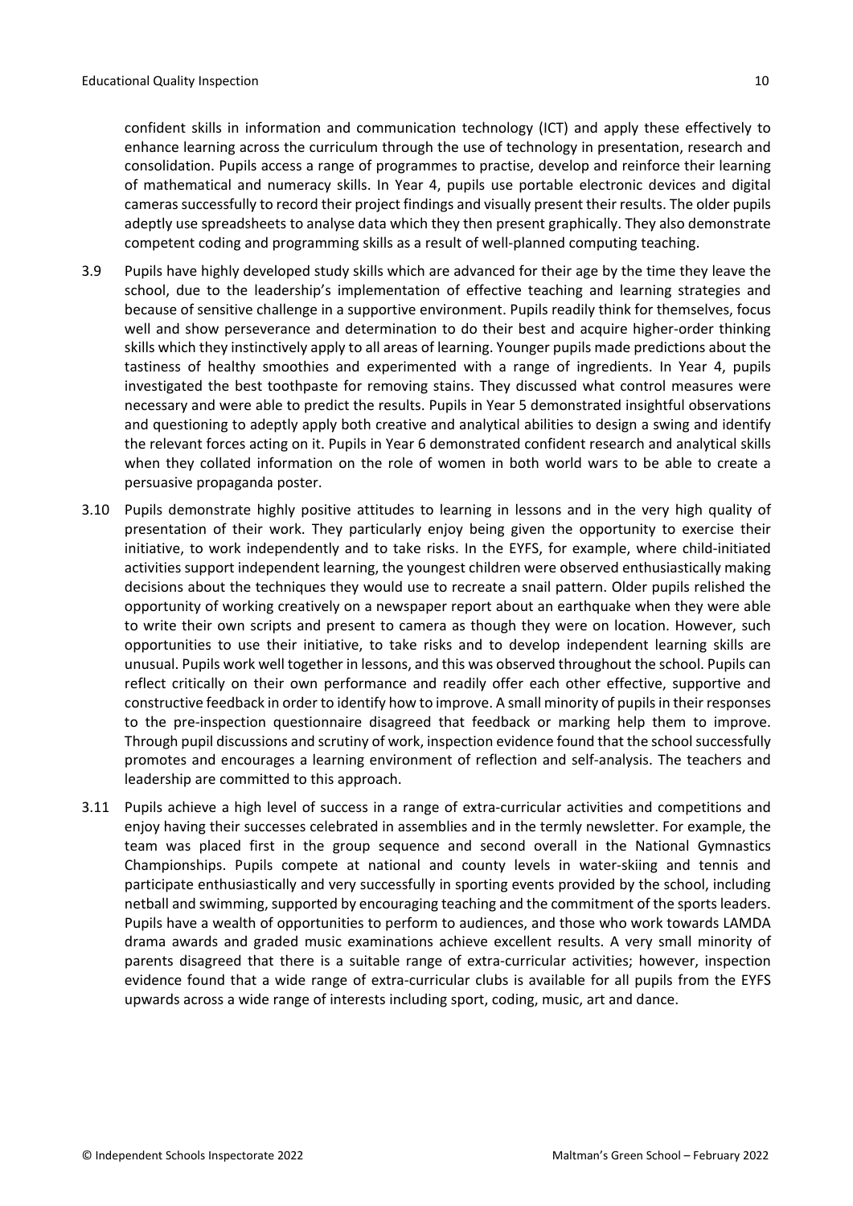confident skills in information and communication technology (ICT) and apply these effectively to enhance learning across the curriculum through the use of technology in presentation, research and consolidation. Pupils access a range of programmes to practise, develop and reinforce their learning of mathematical and numeracy skills. In Year 4, pupils use portable electronic devices and digital cameras successfully to record their project findings and visually present their results. The older pupils adeptly use spreadsheets to analyse data which they then present graphically. They also demonstrate competent coding and programming skills as a result of well-planned computing teaching.

3.9 Pupils have highly developed study skills which are advanced for their age by the time they leave the school, due to the leadership's implementation of effective teaching and learning strategies and because of sensitive challenge in a supportive environment. Pupils readily think for themselves, focus well and show perseverance and determination to do their best and acquire higher-order thinking skills which they instinctively apply to all areas of learning. Younger pupils made predictions about the tastiness of healthy smoothies and experimented with a range of ingredients. In Year 4, pupils investigated the best toothpaste for removing stains. They discussed what control measures were necessary and were able to predict the results. Pupils in Year 5 demonstrated insightful observations and questioning to adeptly apply both creative and analytical abilities to design a swing and identify the relevant forces acting on it. Pupils in Year 6 demonstrated confident research and analytical skills when they collated information on the role of women in both world wars to be able to create a persuasive propaganda poster.

3.10 Pupils demonstrate highly positive attitudes to learning in lessons and in the very high quality of presentation of their work. They particularly enjoy being given the opportunity to exercise their initiative, to work independently and to take risks. In the EYFS, for example, where child-initiated activities support independent learning, the youngest children were observed enthusiastically making decisions about the techniques they would use to recreate a snail pattern. Older pupils relished the opportunity of working creatively on a newspaper report about an earthquake when they were able to write their own scripts and present to camera as though they were on location. However, such opportunities to use their initiative, to take risks and to develop independent learning skills are unusual. Pupils work well together in lessons, and this was observed throughout the school. Pupils can reflect critically on their own performance and readily offer each other effective, supportive and constructive feedback in order to identify how to improve. A small minority of pupils in their responses to the pre-inspection questionnaire disagreed that feedback or marking help them to improve. Through pupil discussions and scrutiny of work, inspection evidence found that the school successfully promotes and encourages a learning environment of reflection and self-analysis. The teachers and leadership are committed to this approach.

3.11 Pupils achieve a high level of success in a range of extra-curricular activities and competitions and enjoy having their successes celebrated in assemblies and in the termly newsletter. For example, the team was placed first in the group sequence and second overall in the National Gymnastics Championships. Pupils compete at national and county levels in water-skiing and tennis and participate enthusiastically and very successfully in sporting events provided by the school, including netball and swimming, supported by encouraging teaching and the commitment of the sports leaders. Pupils have a wealth of opportunities to perform to audiences, and those who work towards LAMDA drama awards and graded music examinations achieve excellent results. A very small minority of parents disagreed that there is a suitable range of extra-curricular activities; however, inspection evidence found that a wide range of extra-curricular clubs is available for all pupils from the EYFS upwards across a wide range of interests including sport, coding, music, art and dance.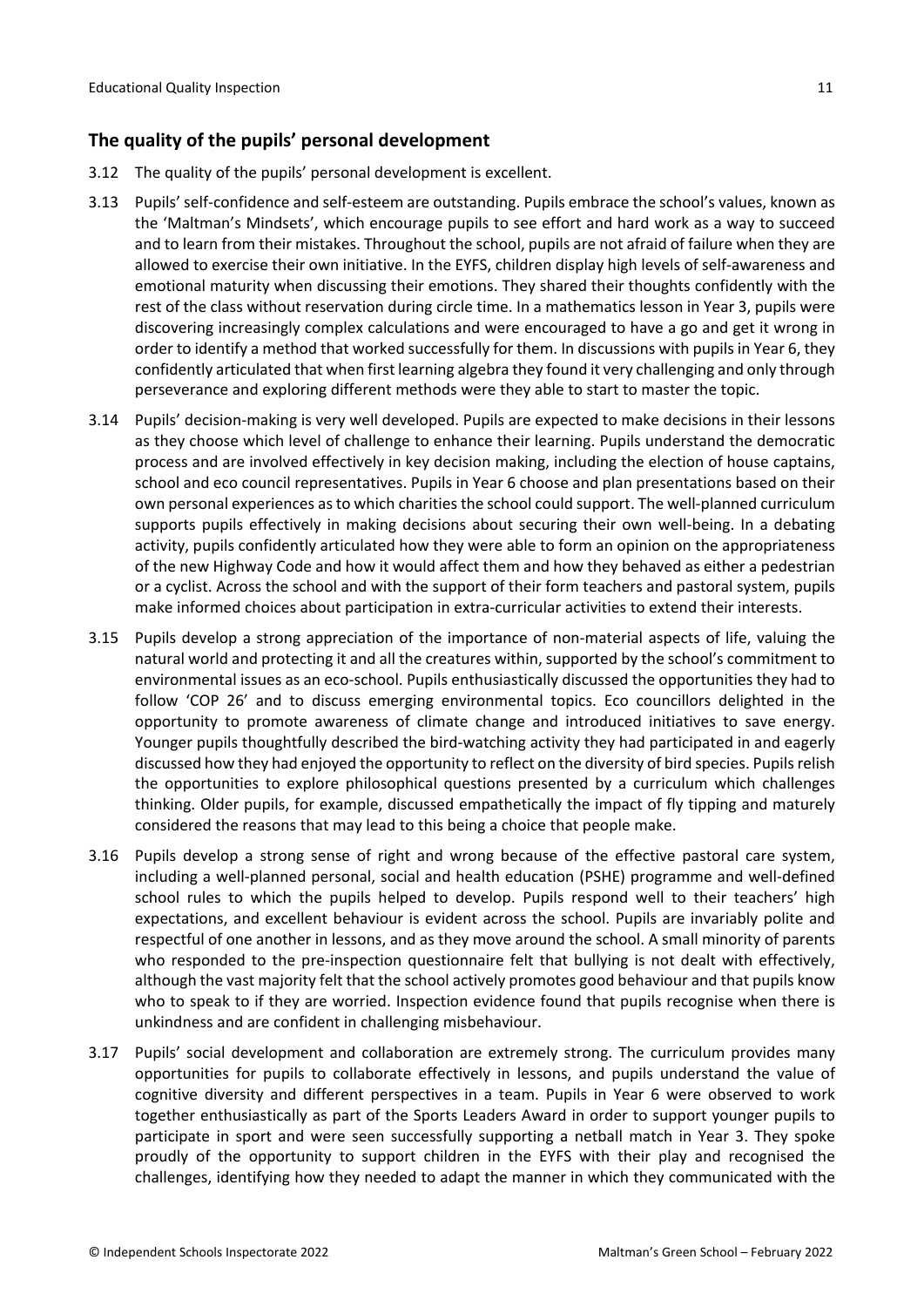## The quality of the pupils' personal development

3.12 The quality of the pupils' personal development is excellent.

3.13 Pupils' self-confidence and self-esteem are outstanding. Pupils embrace the school's values, known as the 'Maltman's Mindsets', which encourage pupils to see effort and hard work as a way to succeed and to learn from their mistakes. Throughout the school, pupils are not afraid of failure when they are allowed to exercise their own initiative. In the EYFS, children display high levels of self-awareness and emotional maturity when discussing their emotions. They shared their thoughts confidently with the rest of the class without reservation during circle time. In a mathematics lesson in Year 3, pupils were discovering increasingly complex calculations and were encouraged to have a go and get it wrong in order to identify a method that worked successfully for them. In discussions with pupils in Year 6, they confidently articulated that when first learning algebra they found it very challenging and only through perseverance and exploring different methods were they able to start to master the topic.

3.14 Pupils' decision-making is very well developed. Pupils are expected to make decisions in their lessons as they choose which level of challenge to enhance their learning. Pupils understand the democratic process and are involved effectively in key decision making, including the election of house captains, school and eco council representatives. Pupils in Year 6 choose and plan presentations based on their own personal experiences as to which charities the school could support. The well-planned curriculum supports pupils effectively in making decisions about securing their own well-being. In a debating activity, pupils confidently articulated how they were able to form an opinion on the appropriateness of the new Highway Code and how it would affect them and how they behaved as either a pedestrian or a cyclist. Across the school and with the support of their form teachers and pastoral system, pupils make informed choices about participation in extra-curricular activities to extend their interests.

3.15 Pupils develop a strong appreciation of the importance of non-material aspects of life, valuing the natural world and protecting it and all the creatures within, supported by the school's commitment to environmental issues as an eco-school. Pupils enthusiastically discussed the opportunities they had to follow 'COP 26' and to discuss emerging environmental topics. Eco councillors delighted in the opportunity to promote awareness of climate change and introduced initiatives to save energy. Younger pupils thoughtfully described the bird-watching activity they had participated in and eagerly discussed how they had enjoyed the opportunity to reflect on the diversity of bird species. Pupils relish the opportunities to explore philosophical questions presented by a curriculum which challenges thinking. Older pupils, for example, discussed empathetically the impact of fly tipping and maturely considered the reasons that may lead to this being a choice that people make.

3.16 Pupils develop a strong sense of right and wrong because of the effective pastoral care system, including a well-planned personal, social and health education (PSHE) programme and well-defined school rules to which the pupils helped to develop. Pupils respond well to their teachers' high expectations, and excellent behaviour is evident across the school. Pupils are invariably polite and respectful of one another in lessons, and as they move around the school. A small minority of parents who responded to the pre-inspection questionnaire felt that bullying is not dealt with effectively, although the vast majority felt that the school actively promotes good behaviour and that pupils know who to speak to if they are worried. Inspection evidence found that pupils recognise when there is unkindness and are confident in challenging misbehaviour.

3.17 Pupils' social development and collaboration are extremely strong. The curriculum provides many opportunities for pupils to collaborate effectively in lessons, and pupils understand the value of cognitive diversity and different perspectives in a team. Pupils in Year 6 were observed to work together enthusiastically as part of the Sports Leaders Award in order to support younger pupils to participate in sport and were seen successfully supporting a netball match in Year 3. They spoke proudly of the opportunity to support children in the EYFS with their play and recognised the challenges, identifying how they needed to adapt the manner in which they communicated with the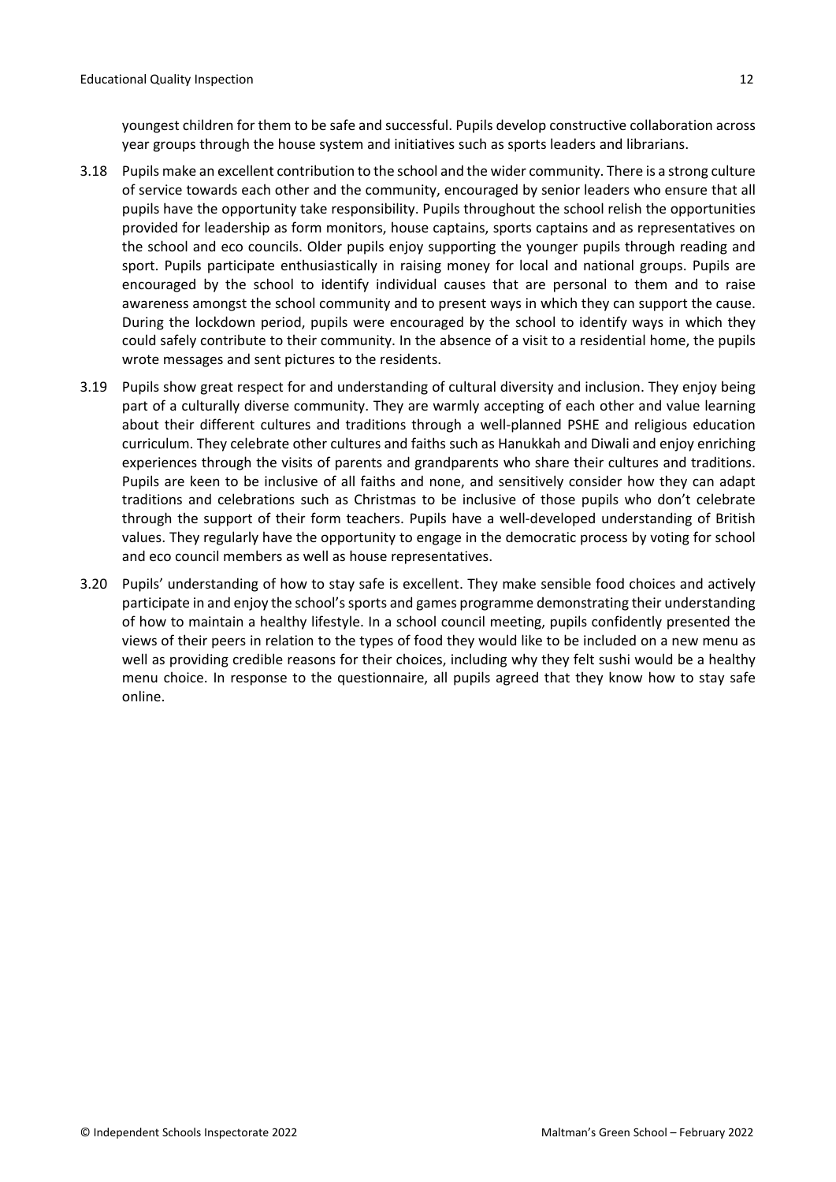youngest children for them to be safe and successful. Pupils develop constructive collaboration across year groups through the house system and initiatives such as sports leaders and librarians.

3.18 Pupils make an excellent contribution to the school and the wider community. There is a strong culture of service towards each other and the community, encouraged by senior leaders who ensure that all pupils have the opportunity take responsibility. Pupils throughout the school relish the opportunities provided for leadership as form monitors, house captains, sports captains and as representatives on the school and eco councils. Older pupils enjoy supporting the younger pupils through reading and sport. Pupils participate enthusiastically in raising money for local and national groups. Pupils are encouraged by the school to identify individual causes that are personal to them and to raise awareness amongst the school community and to present ways in which they can support the cause. During the lockdown period, pupils were encouraged by the school to identify ways in which they could safely contribute to their community. In the absence of a visit to a residential home, the pupils wrote messages and sent pictures to the residents.

3.19 Pupils show great respect for and understanding of cultural diversity and inclusion. They enjoy being part of a culturally diverse community. They are warmly accepting of each other and value learning about their different cultures and traditions through a well-planned PSHE and religious education curriculum. They celebrate other cultures and faiths such as Hanukkah and Diwali and enjoy enriching experiences through the visits of parents and grandparents who share their cultures and traditions. Pupils are keen to be inclusive of all faiths and none, and sensitively consider how they can adapt traditions and celebrations such as Christmas to be inclusive of those pupils who don't celebrate through the support of their form teachers. Pupils have a well-developed understanding of British values. They regularly have the opportunity to engage in the democratic process by voting for school and eco council members as well as house representatives.

3.20 Pupils' understanding of how to stay safe is excellent. They make sensible food choices and actively participate in and enjoy the school's sports and games programme demonstrating their understanding of how to maintain a healthy lifestyle. In a school council meeting, pupils confidently presented the views of their peers in relation to the types of food they would like to be included on a new menu as well as providing credible reasons for their choices, including why they felt sushi would be a healthy menu choice. In response to the questionnaire, all pupils agreed that they know how to stay safe online.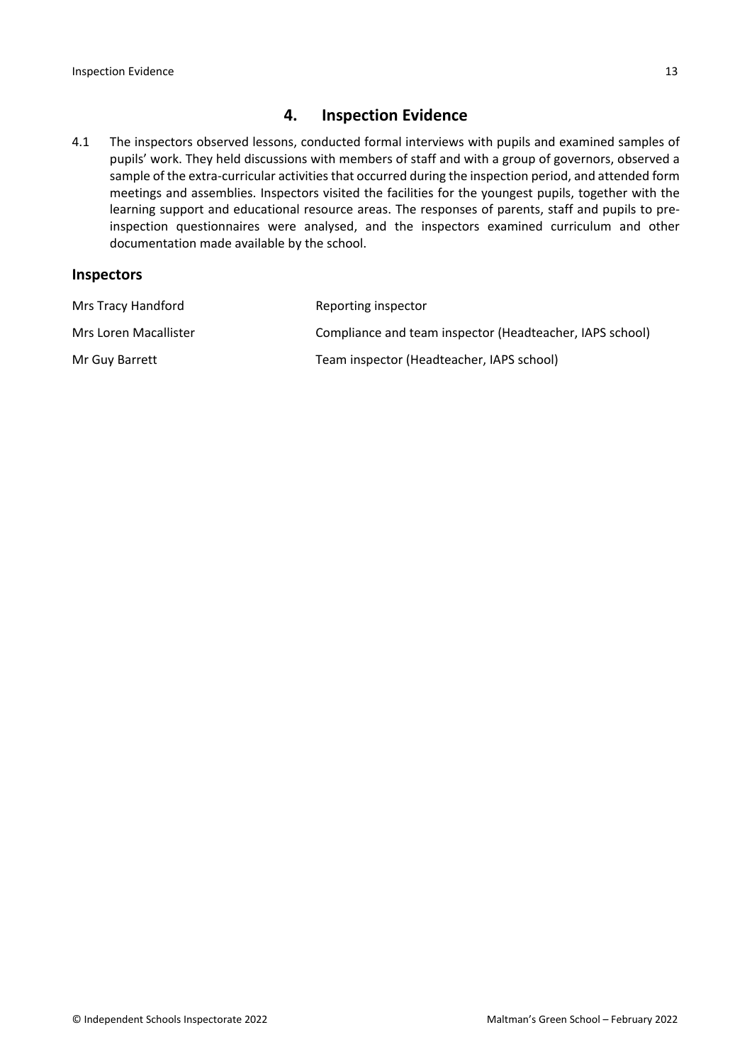## 4. Inspection Evidence

4.1 The inspectors observed lessons, conducted formal interviews with pupils and examined samples of pupils' work. They held discussions with members of staff and with a group of governors, observed a sample of the extra-curricular activities that occurred during the inspection period, and attended form meetings and assemblies. Inspectors visited the facilities for the youngest pupils, together with the learning support and educational resource areas. The responses of parents, staff and pupils to pre-inspection questionnaires were analysed, and the inspectors examined curriculum and other documentation made available by the school.

### Inspectors

| | |
|---|---|
| Mrs Tracy Handford | Reporting inspector |
| Mrs Loren Macallister | Compliance and team inspector (Headteacher, IAPS school) |
| Mr Guy Barrett | Team inspector (Headteacher, IAPS school) |